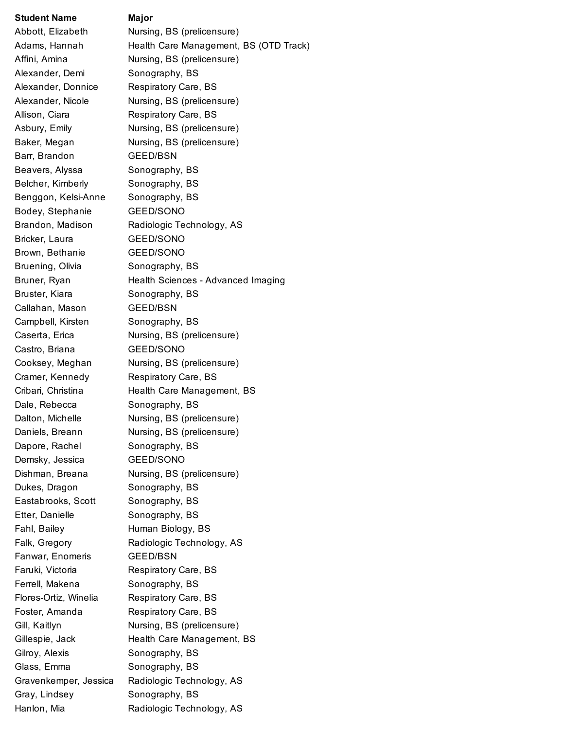| Student Name | Major |
|---|---|
| Abbott, Elizabeth | Nursing, BS (prelicensure) |
| Adams, Hannah | Health Care Management, BS (OTD Track) |
| Affini, Amina | Nursing, BS (prelicensure) |
| Alexander, Demi | Sonography, BS |
| Alexander, Donnice | Respiratory Care, BS |
| Alexander, Nicole | Nursing, BS (prelicensure) |
| Allison, Ciara | Respiratory Care, BS |
| Asbury, Emily | Nursing, BS (prelicensure) |
| Baker, Megan | Nursing, BS (prelicensure) |
| Barr, Brandon | GEED/BSN |
| Beavers, Alyssa | Sonography, BS |
| Belcher, Kimberly | Sonography, BS |
| Benggon, Kelsi-Anne | Sonography, BS |
| Bodey, Stephanie | GEED/SONO |
| Brandon, Madison | Radiologic Technology, AS |
| Bricker, Laura | GEED/SONO |
| Brown, Bethanie | GEED/SONO |
| Bruening, Olivia | Sonography, BS |
| Bruner, Ryan | Health Sciences - Advanced Imaging |
| Bruster, Kiara | Sonography, BS |
| Callahan, Mason | GEED/BSN |
| Campbell, Kirsten | Sonography, BS |
| Caserta, Erica | Nursing, BS (prelicensure) |
| Castro, Briana | GEED/SONO |
| Cooksey, Meghan | Nursing, BS (prelicensure) |
| Cramer, Kennedy | Respiratory Care, BS |
| Cribari, Christina | Health Care Management, BS |
| Dale, Rebecca | Sonography, BS |
| Dalton, Michelle | Nursing, BS (prelicensure) |
| Daniels, Breann | Nursing, BS (prelicensure) |
| Dapore, Rachel | Sonography, BS |
| Demsky, Jessica | GEED/SONO |
| Dishman, Breana | Nursing, BS (prelicensure) |
| Dukes, Dragon | Sonography, BS |
| Eastabrooks, Scott | Sonography, BS |
| Etter, Danielle | Sonography, BS |
| Fahl, Bailey | Human Biology, BS |
| Falk, Gregory | Radiologic Technology, AS |
| Fanwar, Enomeris | GEED/BSN |
| Faruki, Victoria | Respiratory Care, BS |
| Ferrell, Makena | Sonography, BS |
| Flores-Ortiz, Winelia | Respiratory Care, BS |
| Foster, Amanda | Respiratory Care, BS |
| Gill, Kaitlyn | Nursing, BS (prelicensure) |
| Gillespie, Jack | Health Care Management, BS |
| Gilroy, Alexis | Sonography, BS |
| Glass, Emma | Sonography, BS |
| Gravenkemper, Jessica | Radiologic Technology, AS |
| Gray, Lindsey | Sonography, BS |
| Hanlon, Mia | Radiologic Technology, AS |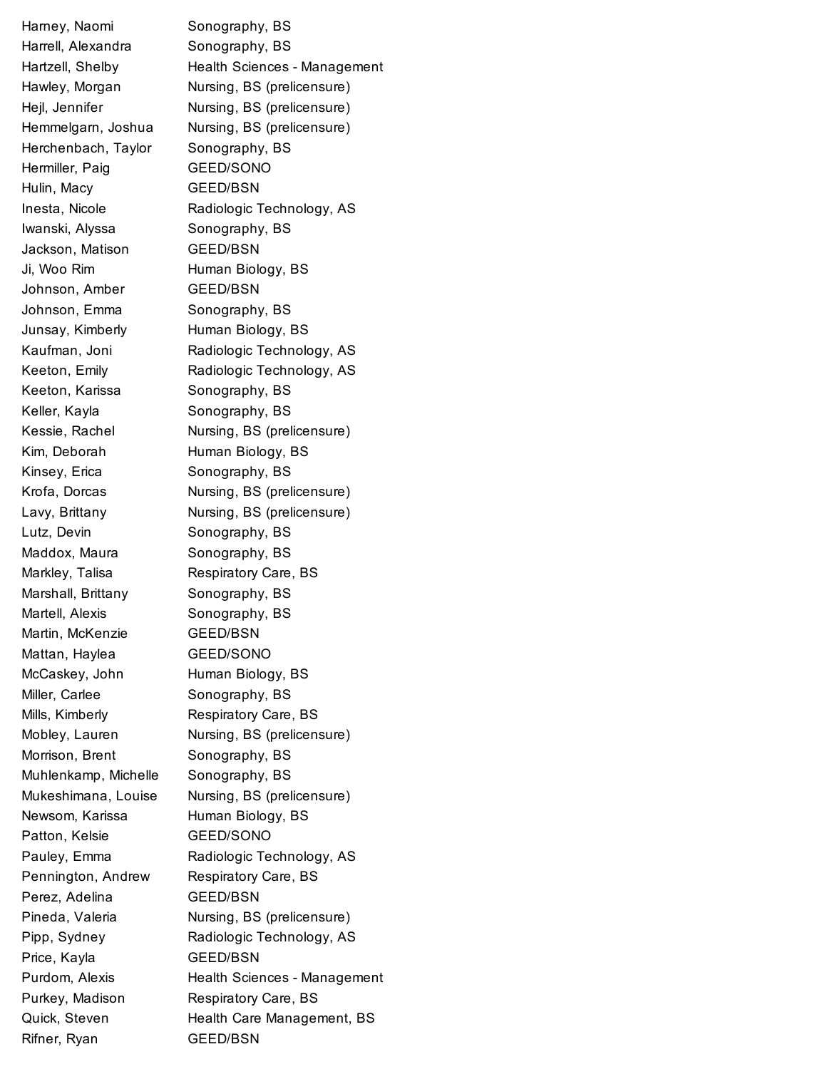| | |
|---|---|
| Harney, Naomi | Sonography, BS |
| Harrell, Alexandra | Sonography, BS |
| Hartzell, Shelby | Health Sciences - Management |
| Hawley, Morgan | Nursing, BS (prelicensure) |
| Hejl, Jennifer | Nursing, BS (prelicensure) |
| Hemmelgarn, Joshua | Nursing, BS (prelicensure) |
| Herchenbach, Taylor | Sonography, BS |
| Hermiller, Paig | GEED/SONO |
| Hulin, Macy | GEED/BSN |
| Inesta, Nicole | Radiologic Technology, AS |
| Iwanski, Alyssa | Sonography, BS |
| Jackson, Matison | GEED/BSN |
| Ji, Woo Rim | Human Biology, BS |
| Johnson, Amber | GEED/BSN |
| Johnson, Emma | Sonography, BS |
| Junsay, Kimberly | Human Biology, BS |
| Kaufman, Joni | Radiologic Technology, AS |
| Keeton, Emily | Radiologic Technology, AS |
| Keeton, Karissa | Sonography, BS |
| Keller, Kayla | Sonography, BS |
| Kessie, Rachel | Nursing, BS (prelicensure) |
| Kim, Deborah | Human Biology, BS |
| Kinsey, Erica | Sonography, BS |
| Krofa, Dorcas | Nursing, BS (prelicensure) |
| Lavy, Brittany | Nursing, BS (prelicensure) |
| Lutz, Devin | Sonography, BS |
| Maddox, Maura | Sonography, BS |
| Markley, Talisa | Respiratory Care, BS |
| Marshall, Brittany | Sonography, BS |
| Martell, Alexis | Sonography, BS |
| Martin, McKenzie | GEED/BSN |
| Mattan, Haylea | GEED/SONO |
| McCaskey, John | Human Biology, BS |
| Miller, Carlee | Sonography, BS |
| Mills, Kimberly | Respiratory Care, BS |
| Mobley, Lauren | Nursing, BS (prelicensure) |
| Morrison, Brent | Sonography, BS |
| Muhlenkamp, Michelle | Sonography, BS |
| Mukeshimana, Louise | Nursing, BS (prelicensure) |
| Newsom, Karissa | Human Biology, BS |
| Patton, Kelsie | GEED/SONO |
| Pauley, Emma | Radiologic Technology, AS |
| Pennington, Andrew | Respiratory Care, BS |
| Perez, Adelina | GEED/BSN |
| Pineda, Valeria | Nursing, BS (prelicensure) |
| Pipp, Sydney | Radiologic Technology, AS |
| Price, Kayla | GEED/BSN |
| Purdom, Alexis | Health Sciences - Management |
| Purkey, Madison | Respiratory Care, BS |
| Quick, Steven | Health Care Management, BS |
| Rifner, Ryan | GEED/BSN |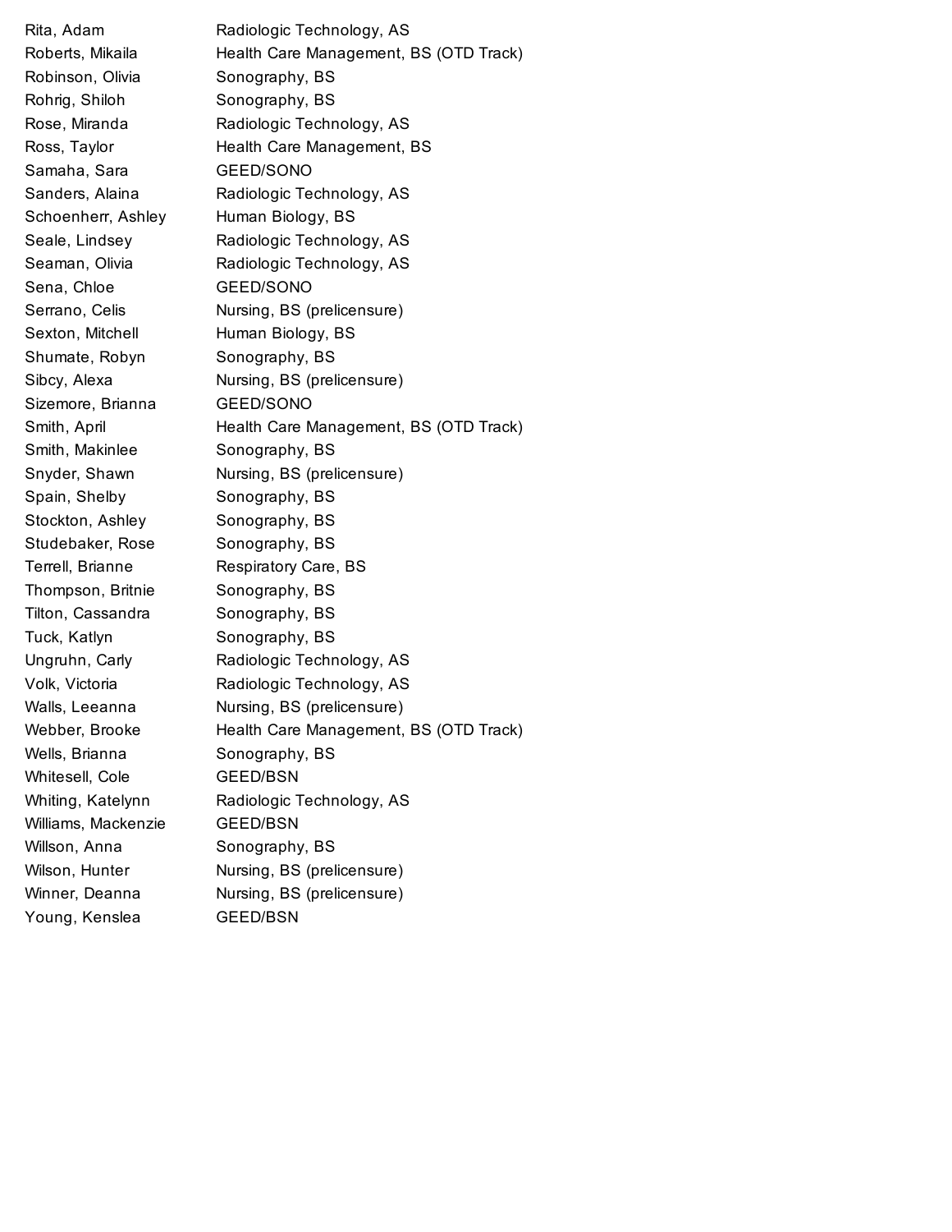| | |
|---|---|
| Rita, Adam | Radiologic Technology, AS |
| Roberts, Mikaila | Health Care Management, BS (OTD Track) |
| Robinson, Olivia | Sonography, BS |
| Rohrig, Shiloh | Sonography, BS |
| Rose, Miranda | Radiologic Technology, AS |
| Ross, Taylor | Health Care Management, BS |
| Samaha, Sara | GEED/SONO |
| Sanders, Alaina | Radiologic Technology, AS |
| Schoenherr, Ashley | Human Biology, BS |
| Seale, Lindsey | Radiologic Technology, AS |
| Seaman, Olivia | Radiologic Technology, AS |
| Sena, Chloe | GEED/SONO |
| Serrano, Celis | Nursing, BS (prelicensure) |
| Sexton, Mitchell | Human Biology, BS |
| Shumate, Robyn | Sonography, BS |
| Sibcy, Alexa | Nursing, BS (prelicensure) |
| Sizemore, Brianna | GEED/SONO |
| Smith, April | Health Care Management, BS (OTD Track) |
| Smith, Makinlee | Sonography, BS |
| Snyder, Shawn | Nursing, BS (prelicensure) |
| Spain, Shelby | Sonography, BS |
| Stockton, Ashley | Sonography, BS |
| Studebaker, Rose | Sonography, BS |
| Terrell, Brianne | Respiratory Care, BS |
| Thompson, Britnie | Sonography, BS |
| Tilton, Cassandra | Sonography, BS |
| Tuck, Katlyn | Sonography, BS |
| Ungruhn, Carly | Radiologic Technology, AS |
| Volk, Victoria | Radiologic Technology, AS |
| Walls, Leeanna | Nursing, BS (prelicensure) |
| Webber, Brooke | Health Care Management, BS (OTD Track) |
| Wells, Brianna | Sonography, BS |
| Whitesell, Cole | GEED/BSN |
| Whiting, Katelynn | Radiologic Technology, AS |
| Williams, Mackenzie | GEED/BSN |
| Willson, Anna | Sonography, BS |
| Wilson, Hunter | Nursing, BS (prelicensure) |
| Winner, Deanna | Nursing, BS (prelicensure) |
| Young, Kenslea | GEED/BSN |